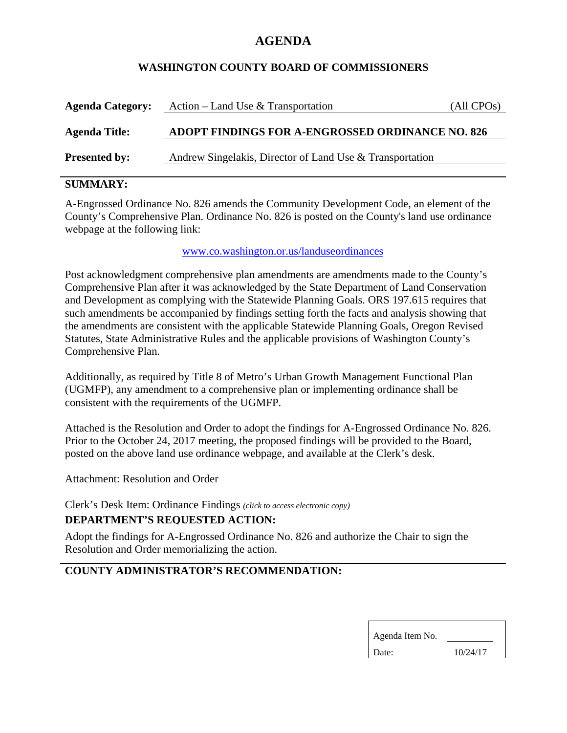# AGENDA

## WASHINGTON COUNTY BOARD OF COMMISSIONERS

| | | |
|---|---|---|
| **Agenda Category:** | Action – Land Use & Transportation | (All CPOs) |
| **Agenda Title:** | **ADOPT FINDINGS FOR A-ENGROSSED ORDINANCE NO. 826** | |
| **Presented by:** | Andrew Singelakis, Director of Land Use & Transportation | |

### SUMMARY:

A-Engrossed Ordinance No. 826 amends the Community Development Code, an element of the County's Comprehensive Plan. Ordinance No. 826 is posted on the County's land use ordinance webpage at the following link:

www.co.washington.or.us/landuseordinances

Post acknowledgment comprehensive plan amendments are amendments made to the County's Comprehensive Plan after it was acknowledged by the State Department of Land Conservation and Development as complying with the Statewide Planning Goals. ORS 197.615 requires that such amendments be accompanied by findings setting forth the facts and analysis showing that the amendments are consistent with the applicable Statewide Planning Goals, Oregon Revised Statutes, State Administrative Rules and the applicable provisions of Washington County's Comprehensive Plan.

Additionally, as required by Title 8 of Metro's Urban Growth Management Functional Plan (UGMFP), any amendment to a comprehensive plan or implementing ordinance shall be consistent with the requirements of the UGMFP.

Attached is the Resolution and Order to adopt the findings for A-Engrossed Ordinance No. 826. Prior to the October 24, 2017 meeting, the proposed findings will be provided to the Board, posted on the above land use ordinance webpage, and available at the Clerk's desk.

Attachment: Resolution and Order

Clerk's Desk Item: Ordinance Findings *(click to access electronic copy)*

### DEPARTMENT'S REQUESTED ACTION:

Adopt the findings for A-Engrossed Ordinance No. 826 and authorize the Chair to sign the Resolution and Order memorializing the action.

### COUNTY ADMINISTRATOR'S RECOMMENDATION:

| | |
|---|---|
| Agenda Item No. | |
| Date: | 10/24/17 |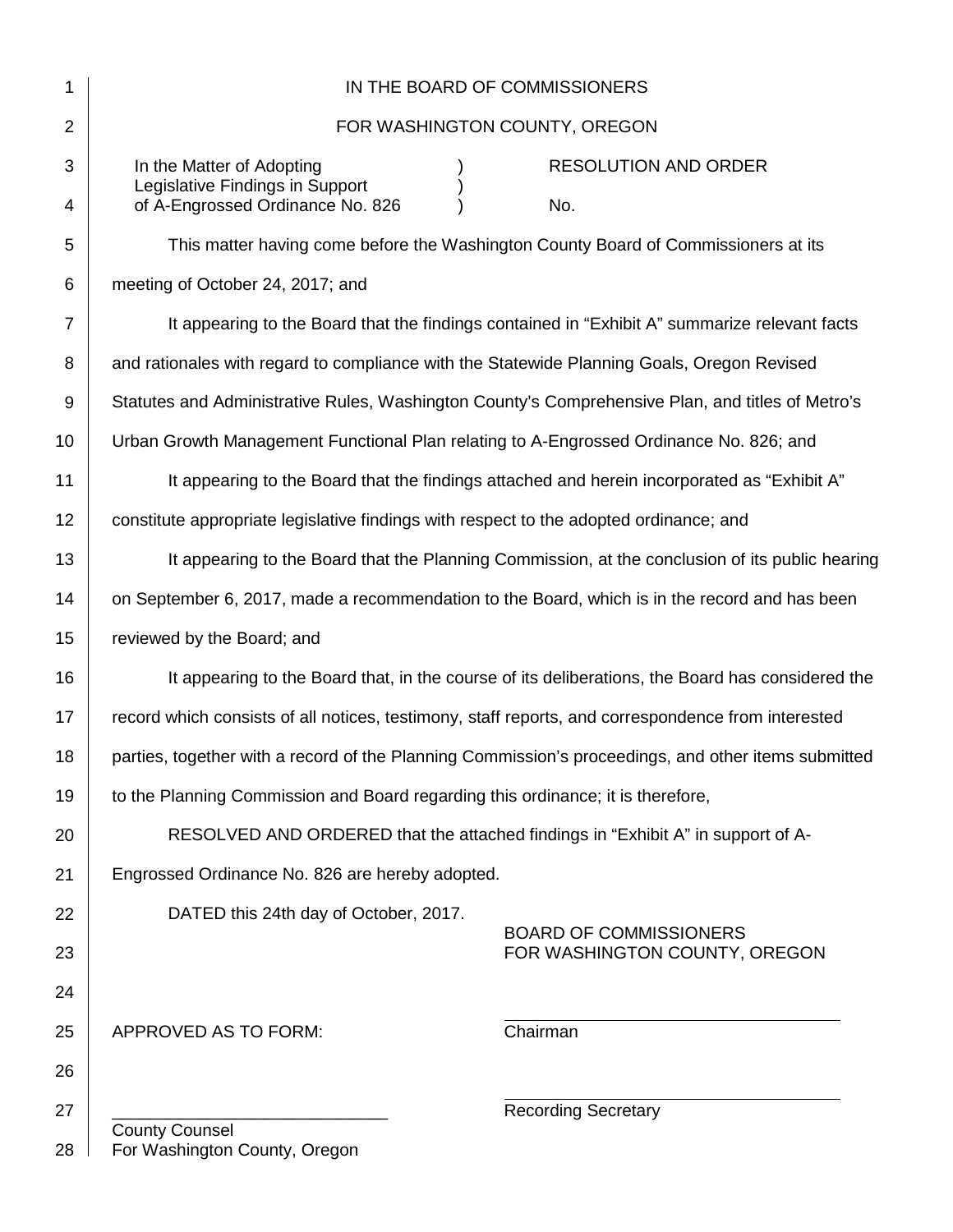IN THE BOARD OF COMMISSIONERS

FOR WASHINGTON COUNTY, OREGON

| | | |
|---|---|---|
| In the Matter of Adopting Legislative Findings in Support of A-Engrossed Ordinance No. 826 | ) ) ) | RESOLUTION AND ORDER No. |

This matter having come before the Washington County Board of Commissioners at its meeting of October 24, 2017; and

It appearing to the Board that the findings contained in “Exhibit A” summarize relevant facts and rationales with regard to compliance with the Statewide Planning Goals, Oregon Revised Statutes and Administrative Rules, Washington County’s Comprehensive Plan, and titles of Metro’s Urban Growth Management Functional Plan relating to A-Engrossed Ordinance No. 826; and

It appearing to the Board that the findings attached and herein incorporated as “Exhibit A” constitute appropriate legislative findings with respect to the adopted ordinance; and

It appearing to the Board that the Planning Commission, at the conclusion of its public hearing on September 6, 2017, made a recommendation to the Board, which is in the record and has been reviewed by the Board; and

It appearing to the Board that, in the course of its deliberations, the Board has considered the record which consists of all notices, testimony, staff reports, and correspondence from interested parties, together with a record of the Planning Commission’s proceedings, and other items submitted to the Planning Commission and Board regarding this ordinance; it is therefore,

RESOLVED AND ORDERED that the attached findings in “Exhibit A” in support of A-Engrossed Ordinance No. 826 are hereby adopted.

DATED this 24th day of October, 2017.

BOARD OF COMMISSIONERS
FOR WASHINGTON COUNTY, OREGON

APPROVED AS TO FORM:

\_\_\_\_\_\_\_\_\_\_\_\_\_\_\_\_\_\_\_\_\_\_\_\_\_\_\_\_\_\_
Chairman

\_\_\_\_\_\_\_\_\_\_\_\_\_\_\_\_\_\_\_\_\_\_\_\_\_\_\_\_\_\_
County Counsel
For Washington County, Oregon

\_\_\_\_\_\_\_\_\_\_\_\_\_\_\_\_\_\_\_\_\_\_\_\_\_\_\_\_\_\_
Recording Secretary